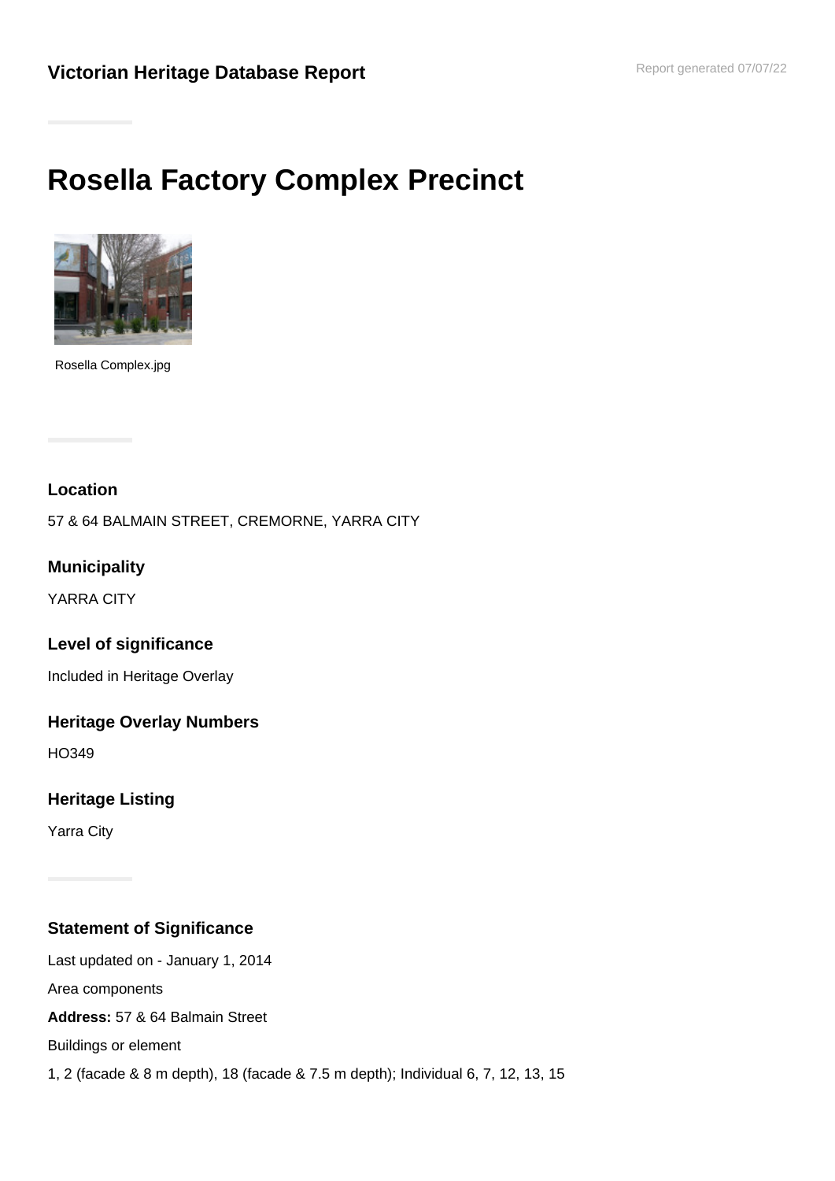**Victorian Heritage Database Report**

Report generated 07/07/22

# Rosella Factory Complex Precinct

Rosella Complex.jpg

**Location**

57 & 64 BALMAIN STREET, CREMORNE, YARRA CITY

**Municipality**

YARRA CITY

**Level of significance**

Included in Heritage Overlay

**Heritage Overlay Numbers**

HO349

**Heritage Listing**

Yarra City

**Statement of Significance**

Last updated on - January 1, 2014

Area components

**Address:** 57 & 64 Balmain Street

Buildings or element

1, 2 (facade & 8 m depth), 18 (facade & 7.5 m depth); Individual 6, 7, 12, 13, 15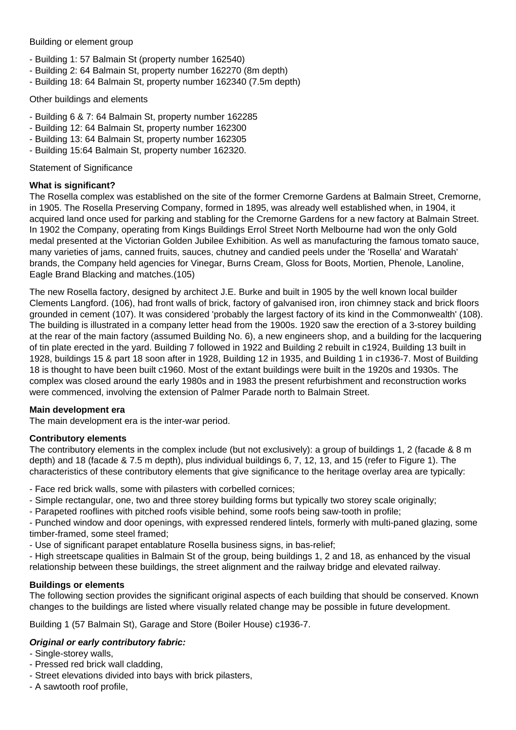Building or element group

- Building 1: 57 Balmain St (property number 162540)
- Building 2: 64 Balmain St, property number 162270 (8m depth)
- Building 18: 64 Balmain St, property number 162340 (7.5m depth)

Other buildings and elements

- Building 6 & 7: 64 Balmain St, property number 162285
- Building 12: 64 Balmain St, property number 162300
- Building 13: 64 Balmain St, property number 162305
- Building 15:64 Balmain St, property number 162320.

Statement of Significance

**What is significant?**

The Rosella complex was established on the site of the former Cremorne Gardens at Balmain Street, Cremorne, in 1905. The Rosella Preserving Company, formed in 1895, was already well established when, in 1904, it acquired land once used for parking and stabling for the Cremorne Gardens for a new factory at Balmain Street. In 1902 the Company, operating from Kings Buildings Errol Street North Melbourne had won the only Gold medal presented at the Victorian Golden Jubilee Exhibition. As well as manufacturing the famous tomato sauce, many varieties of jams, canned fruits, sauces, chutney and candied peels under the 'Rosella' and Waratah' brands, the Company held agencies for Vinegar, Burns Cream, Gloss for Boots, Mortien, Phenole, Lanoline, Eagle Brand Blacking and matches.(105)

The new Rosella factory, designed by architect J.E. Burke and built in 1905 by the well known local builder Clements Langford. (106), had front walls of brick, factory of galvanised iron, iron chimney stack and brick floors grounded in cement (107). It was considered 'probably the largest factory of its kind in the Commonwealth' (108). The building is illustrated in a company letter head from the 1900s. 1920 saw the erection of a 3-storey building at the rear of the main factory (assumed Building No. 6), a new engineers shop, and a building for the lacquering of tin plate erected in the yard. Building 7 followed in 1922 and Building 2 rebuilt in c1924, Building 13 built in 1928, buildings 15 & part 18 soon after in 1928, Building 12 in 1935, and Building 1 in c1936-7. Most of Building 18 is thought to have been built c1960. Most of the extant buildings were built in the 1920s and 1930s. The complex was closed around the early 1980s and in 1983 the present refurbishment and reconstruction works were commenced, involving the extension of Palmer Parade north to Balmain Street.

**Main development era**

The main development era is the inter-war period.

**Contributory elements**

The contributory elements in the complex include (but not exclusively): a group of buildings 1, 2 (facade & 8 m depth) and 18 (facade & 7.5 m depth), plus individual buildings 6, 7, 12, 13, and 15 (refer to Figure 1). The characteristics of these contributory elements that give significance to the heritage overlay area are typically:

- Face red brick walls, some with pilasters with corbelled cornices;
- Simple rectangular, one, two and three storey building forms but typically two storey scale originally;
- Parapeted rooflines with pitched roofs visible behind, some roofs being saw-tooth in profile;
- Punched window and door openings, with expressed rendered lintels, formerly with multi-paned glazing, some timber-framed, some steel framed;
- Use of significant parapet entablature Rosella business signs, in bas-relief;
- High streetscape qualities in Balmain St of the group, being buildings 1, 2 and 18, as enhanced by the visual relationship between these buildings, the street alignment and the railway bridge and elevated railway.

**Buildings or elements**

The following section provides the significant original aspects of each building that should be conserved. Known changes to the buildings are listed where visually related change may be possible in future development.

Building 1 (57 Balmain St), Garage and Store (Boiler House) c1936-7.

***Original or early contributory fabric:***

- Single-storey walls,
- Pressed red brick wall cladding,
- Street elevations divided into bays with brick pilasters,
- A sawtooth roof profile,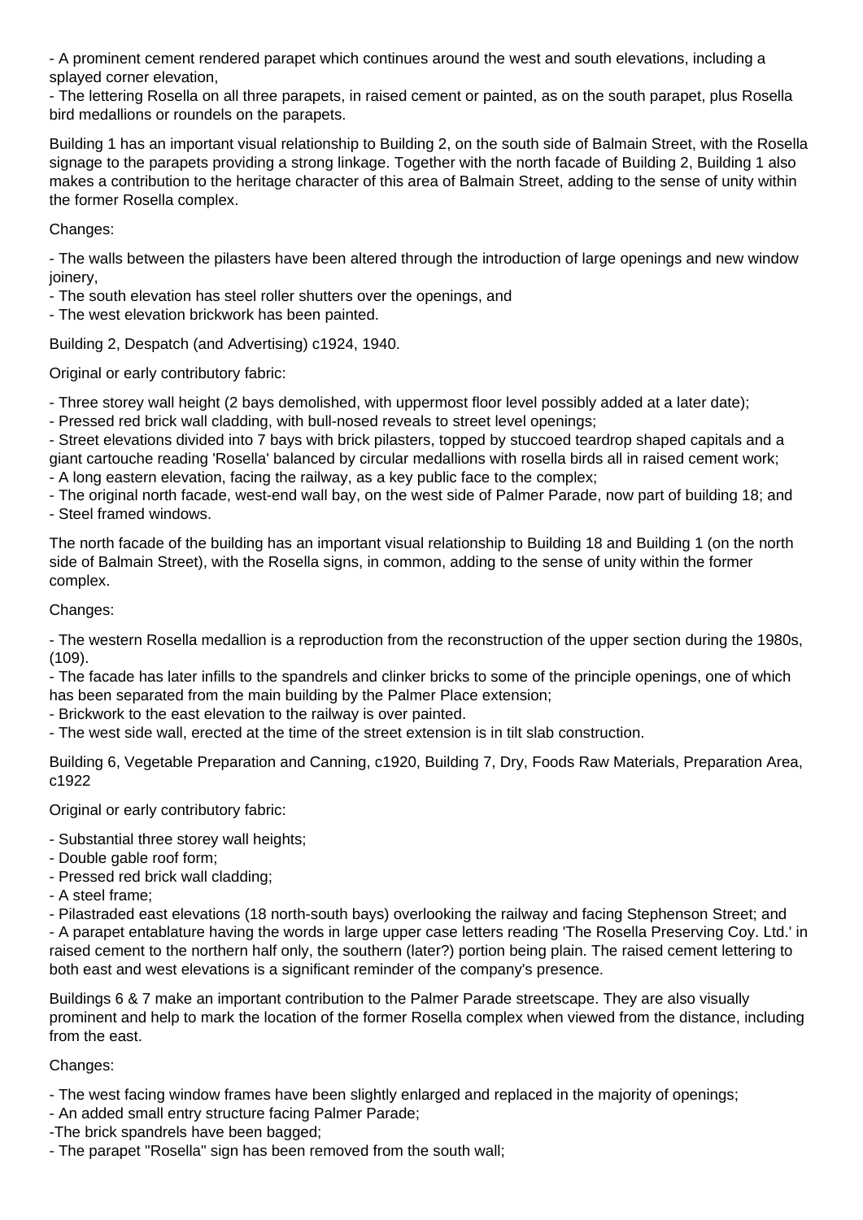- A prominent cement rendered parapet which continues around the west and south elevations, including a splayed corner elevation,
- The lettering Rosella on all three parapets, in raised cement or painted, as on the south parapet, plus Rosella bird medallions or roundels on the parapets.

Building 1 has an important visual relationship to Building 2, on the south side of Balmain Street, with the Rosella signage to the parapets providing a strong linkage. Together with the north facade of Building 2, Building 1 also makes a contribution to the heritage character of this area of Balmain Street, adding to the sense of unity within the former Rosella complex.

Changes:

- The walls between the pilasters have been altered through the introduction of large openings and new window joinery,
- The south elevation has steel roller shutters over the openings, and
- The west elevation brickwork has been painted.

Building 2, Despatch (and Advertising) c1924, 1940.

Original or early contributory fabric:

- Three storey wall height (2 bays demolished, with uppermost floor level possibly added at a later date);
- Pressed red brick wall cladding, with bull-nosed reveals to street level openings;
- Street elevations divided into 7 bays with brick pilasters, topped by stuccoed teardrop shaped capitals and a giant cartouche reading 'Rosella' balanced by circular medallions with rosella birds all in raised cement work;
- A long eastern elevation, facing the railway, as a key public face to the complex;
- The original north facade, west-end wall bay, on the west side of Palmer Parade, now part of building 18; and
- Steel framed windows.

The north facade of the building has an important visual relationship to Building 18 and Building 1 (on the north side of Balmain Street), with the Rosella signs, in common, adding to the sense of unity within the former complex.

Changes:

- The western Rosella medallion is a reproduction from the reconstruction of the upper section during the 1980s, (109).
- The facade has later infills to the spandrels and clinker bricks to some of the principle openings, one of which has been separated from the main building by the Palmer Place extension;
- Brickwork to the east elevation to the railway is over painted.
- The west side wall, erected at the time of the street extension is in tilt slab construction.

Building 6, Vegetable Preparation and Canning, c1920, Building 7, Dry, Foods Raw Materials, Preparation Area, c1922

Original or early contributory fabric:

- Substantial three storey wall heights;
- Double gable roof form;
- Pressed red brick wall cladding;
- A steel frame;
- Pilastraded east elevations (18 north-south bays) overlooking the railway and facing Stephenson Street; and
- A parapet entablature having the words in large upper case letters reading 'The Rosella Preserving Coy. Ltd.' in raised cement to the northern half only, the southern (later?) portion being plain. The raised cement lettering to both east and west elevations is a significant reminder of the company's presence.

Buildings 6 & 7 make an important contribution to the Palmer Parade streetscape. They are also visually prominent and help to mark the location of the former Rosella complex when viewed from the distance, including from the east.

Changes:

- The west facing window frames have been slightly enlarged and replaced in the majority of openings;
- An added small entry structure facing Palmer Parade;
-The brick spandrels have been bagged;
- The parapet "Rosella" sign has been removed from the south wall;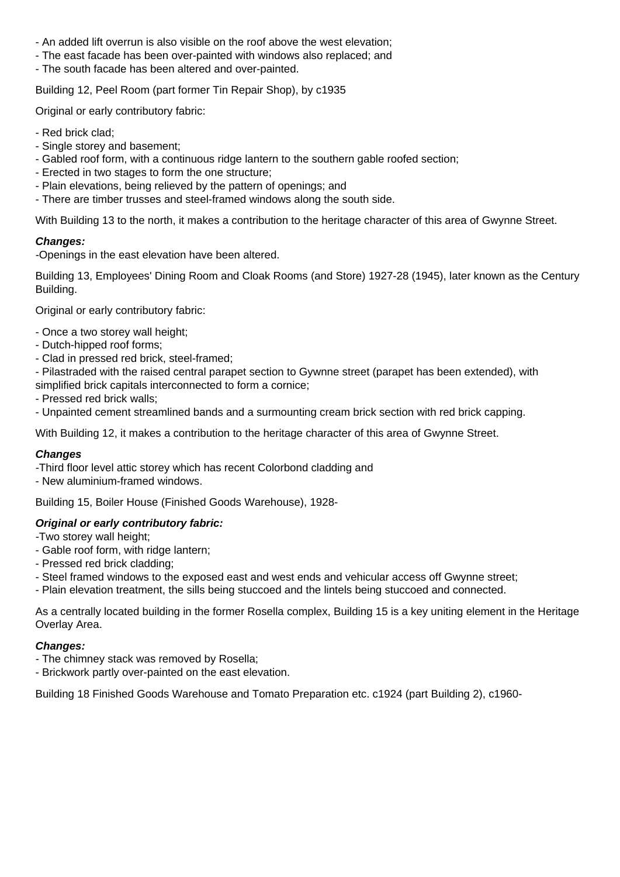- An added lift overrun is also visible on the roof above the west elevation;
- The east facade has been over-painted with windows also replaced; and
- The south facade has been altered and over-painted.

Building 12, Peel Room (part former Tin Repair Shop), by c1935

Original or early contributory fabric:

- Red brick clad;
- Single storey and basement;
- Gabled roof form, with a continuous ridge lantern to the southern gable roofed section;
- Erected in two stages to form the one structure;
- Plain elevations, being relieved by the pattern of openings; and
- There are timber trusses and steel-framed windows along the south side.

With Building 13 to the north, it makes a contribution to the heritage character of this area of Gwynne Street.

***Changes:***
-Openings in the east elevation have been altered.

Building 13, Employees' Dining Room and Cloak Rooms (and Store) 1927-28 (1945), later known as the Century Building.

Original or early contributory fabric:

- Once a two storey wall height;
- Dutch-hipped roof forms;
- Clad in pressed red brick, steel-framed;
- Pilastraded with the raised central parapet section to Gywnne street (parapet has been extended), with simplified brick capitals interconnected to form a cornice;
- Pressed red brick walls;
- Unpainted cement streamlined bands and a surmounting cream brick section with red brick capping.

With Building 12, it makes a contribution to the heritage character of this area of Gwynne Street.

***Changes***
-Third floor level attic storey which has recent Colorbond cladding and
- New aluminium-framed windows.

Building 15, Boiler House (Finished Goods Warehouse), 1928-

***Original or early contributory fabric:***
-Two storey wall height;
- Gable roof form, with ridge lantern;
- Pressed red brick cladding;
- Steel framed windows to the exposed east and west ends and vehicular access off Gwynne street;
- Plain elevation treatment, the sills being stuccoed and the lintels being stuccoed and connected.

As a centrally located building in the former Rosella complex, Building 15 is a key uniting element in the Heritage Overlay Area.

***Changes:***
- The chimney stack was removed by Rosella;
- Brickwork partly over-painted on the east elevation.

Building 18 Finished Goods Warehouse and Tomato Preparation etc. c1924 (part Building 2), c1960-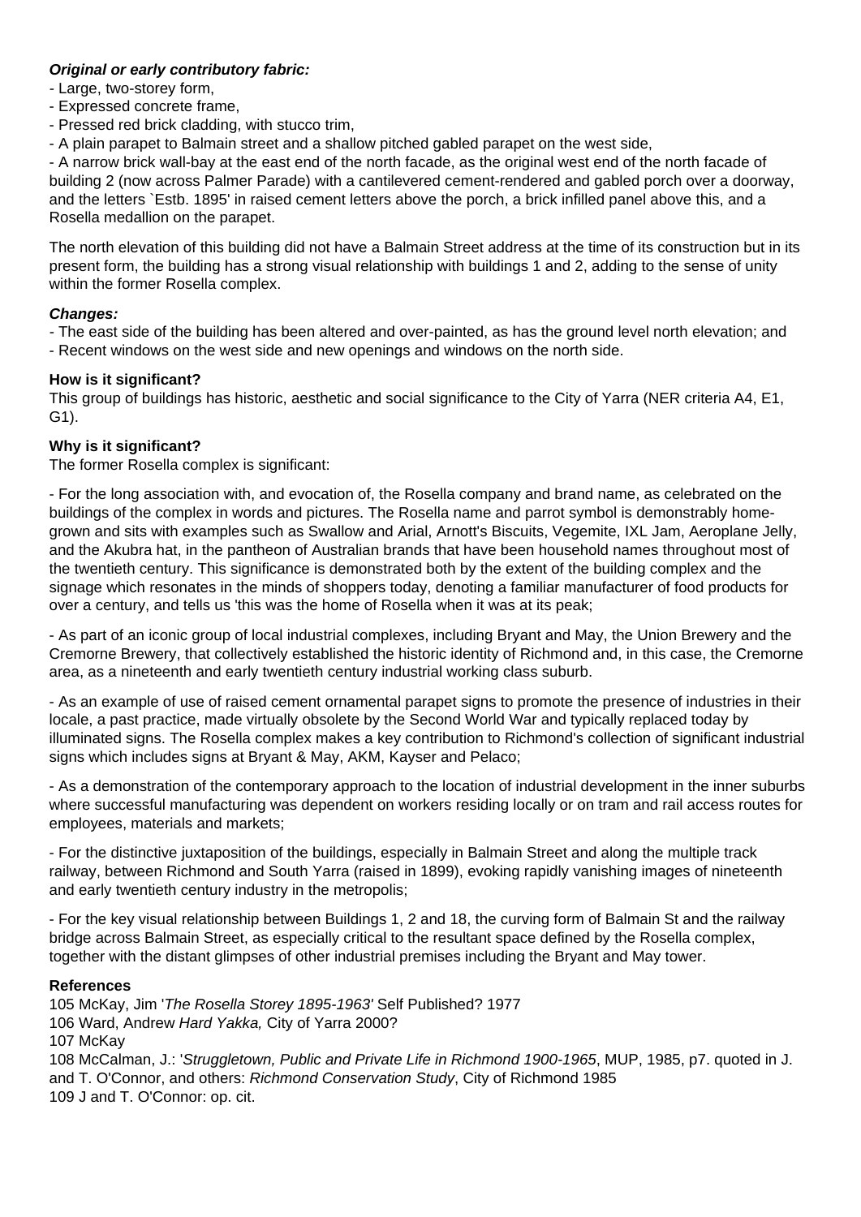***Original or early contributory fabric:***

- Large, two-storey form,
- Expressed concrete frame,
- Pressed red brick cladding, with stucco trim,
- A plain parapet to Balmain street and a shallow pitched gabled parapet on the west side,
- A narrow brick wall-bay at the east end of the north facade, as the original west end of the north facade of building 2 (now across Palmer Parade) with a cantilevered cement-rendered and gabled porch over a doorway, and the letters `Estb. 1895' in raised cement letters above the porch, a brick infilled panel above this, and a Rosella medallion on the parapet.

The north elevation of this building did not have a Balmain Street address at the time of its construction but in its present form, the building has a strong visual relationship with buildings 1 and 2, adding to the sense of unity within the former Rosella complex.

***Changes:***

- The east side of the building has been altered and over-painted, as has the ground level north elevation; and
- Recent windows on the west side and new openings and windows on the north side.

**How is it significant?**

This group of buildings has historic, aesthetic and social significance to the City of Yarra (NER criteria A4, E1, G1).

**Why is it significant?**

The former Rosella complex is significant:

- For the long association with, and evocation of, the Rosella company and brand name, as celebrated on the buildings of the complex in words and pictures. The Rosella name and parrot symbol is demonstrably home-grown and sits with examples such as Swallow and Arial, Arnott's Biscuits, Vegemite, IXL Jam, Aeroplane Jelly, and the Akubra hat, in the pantheon of Australian brands that have been household names throughout most of the twentieth century. This significance is demonstrated both by the extent of the building complex and the signage which resonates in the minds of shoppers today, denoting a familiar manufacturer of food products for over a century, and tells us 'this was the home of Rosella when it was at its peak;

- As part of an iconic group of local industrial complexes, including Bryant and May, the Union Brewery and the Cremorne Brewery, that collectively established the historic identity of Richmond and, in this case, the Cremorne area, as a nineteenth and early twentieth century industrial working class suburb.

- As an example of use of raised cement ornamental parapet signs to promote the presence of industries in their locale, a past practice, made virtually obsolete by the Second World War and typically replaced today by illuminated signs. The Rosella complex makes a key contribution to Richmond's collection of significant industrial signs which includes signs at Bryant & May, AKM, Kayser and Pelaco;

- As a demonstration of the contemporary approach to the location of industrial development in the inner suburbs where successful manufacturing was dependent on workers residing locally or on tram and rail access routes for employees, materials and markets;

- For the distinctive juxtaposition of the buildings, especially in Balmain Street and along the multiple track railway, between Richmond and South Yarra (raised in 1899), evoking rapidly vanishing images of nineteenth and early twentieth century industry in the metropolis;

- For the key visual relationship between Buildings 1, 2 and 18, the curving form of Balmain St and the railway bridge across Balmain Street, as especially critical to the resultant space defined by the Rosella complex, together with the distant glimpses of other industrial premises including the Bryant and May tower.

**References**

105 McKay, Jim '*The Rosella Storey 1895-1963'* Self Published? 1977
106 Ward, Andrew *Hard Yakka,* City of Yarra 2000?
107 McKay
108 McCalman, J.: '*Struggletown, Public and Private Life in Richmond 1900-1965*, MUP, 1985, p7. quoted in J. and T. O'Connor, and others: *Richmond Conservation Study*, City of Richmond 1985
109 J and T. O'Connor: op. cit.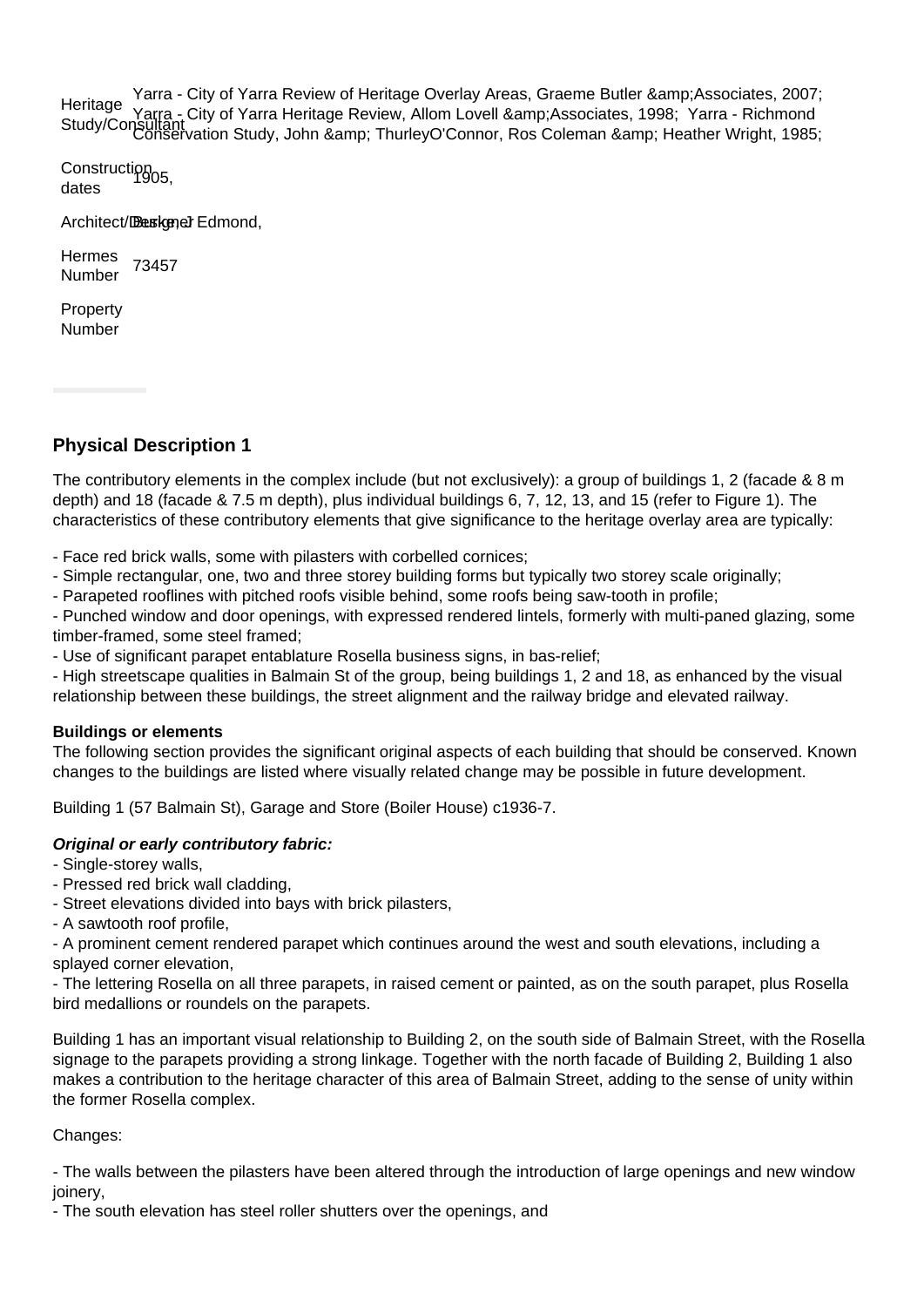| | |
|---|---|
| Heritage Study/Consultant | Yarra - City of Yarra Review of Heritage Overlay Areas, Graeme Butler &amp;Associates, 2007; Yarra - City of Yarra Heritage Review, Allom Lovell &amp;Associates, 1998; Yarra - Richmond Conservation Study, John &amp; ThurleyO'Connor, Ros Coleman &amp; Heather Wright, 1985; |
| Construction dates | 1905, |
| Architect/Designer | Burke, J Edmond, |
| Hermes Number | 73457 |
| Property Number | |

## Physical Description 1

The contributory elements in the complex include (but not exclusively): a group of buildings 1, 2 (facade & 8 m depth) and 18 (facade & 7.5 m depth), plus individual buildings 6, 7, 12, 13, and 15 (refer to Figure 1). The characteristics of these contributory elements that give significance to the heritage overlay area are typically:

- Face red brick walls, some with pilasters with corbelled cornices;
- Simple rectangular, one, two and three storey building forms but typically two storey scale originally;
- Parapeted rooflines with pitched roofs visible behind, some roofs being saw-tooth in profile;
- Punched window and door openings, with expressed rendered lintels, formerly with multi-paned glazing, some timber-framed, some steel framed;
- Use of significant parapet entablature Rosella business signs, in bas-relief;
- High streetscape qualities in Balmain St of the group, being buildings 1, 2 and 18, as enhanced by the visual relationship between these buildings, the street alignment and the railway bridge and elevated railway.

**Buildings or elements**

The following section provides the significant original aspects of each building that should be conserved. Known changes to the buildings are listed where visually related change may be possible in future development.

Building 1 (57 Balmain St), Garage and Store (Boiler House) c1936-7.

***Original or early contributory fabric:***

- Single-storey walls,
- Pressed red brick wall cladding,
- Street elevations divided into bays with brick pilasters,
- A sawtooth roof profile,
- A prominent cement rendered parapet which continues around the west and south elevations, including a splayed corner elevation,
- The lettering Rosella on all three parapets, in raised cement or painted, as on the south parapet, plus Rosella bird medallions or roundels on the parapets.

Building 1 has an important visual relationship to Building 2, on the south side of Balmain Street, with the Rosella signage to the parapets providing a strong linkage. Together with the north facade of Building 2, Building 1 also makes a contribution to the heritage character of this area of Balmain Street, adding to the sense of unity within the former Rosella complex.

Changes:

- The walls between the pilasters have been altered through the introduction of large openings and new window joinery,
- The south elevation has steel roller shutters over the openings, and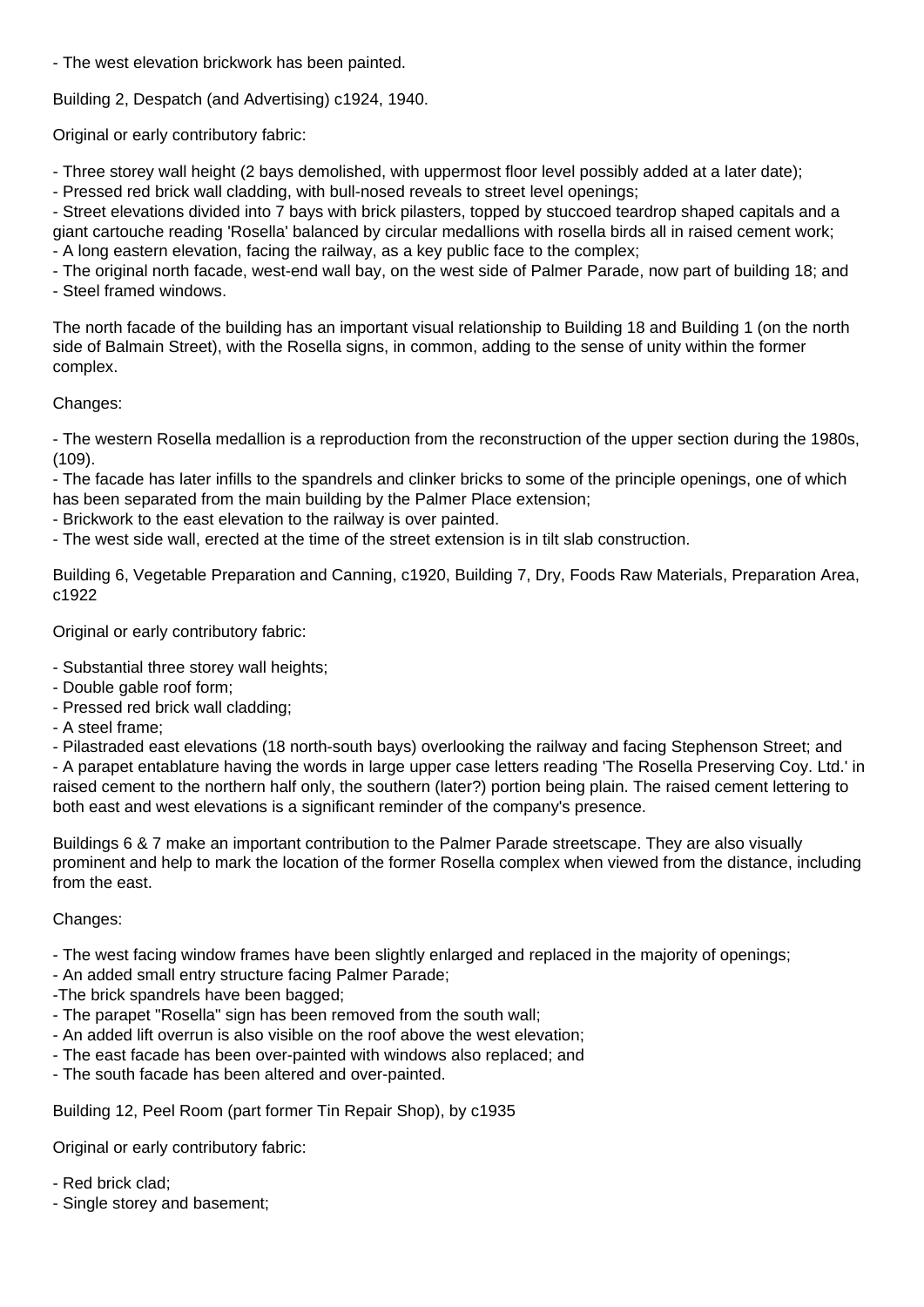- The west elevation brickwork has been painted.

Building 2, Despatch (and Advertising) c1924, 1940.

Original or early contributory fabric:

- Three storey wall height (2 bays demolished, with uppermost floor level possibly added at a later date);
- Pressed red brick wall cladding, with bull-nosed reveals to street level openings;
- Street elevations divided into 7 bays with brick pilasters, topped by stuccoed teardrop shaped capitals and a giant cartouche reading 'Rosella' balanced by circular medallions with rosella birds all in raised cement work;
- A long eastern elevation, facing the railway, as a key public face to the complex;
- The original north facade, west-end wall bay, on the west side of Palmer Parade, now part of building 18; and
- Steel framed windows.

The north facade of the building has an important visual relationship to Building 18 and Building 1 (on the north side of Balmain Street), with the Rosella signs, in common, adding to the sense of unity within the former complex.

Changes:

- The western Rosella medallion is a reproduction from the reconstruction of the upper section during the 1980s, (109).
- The facade has later infills to the spandrels and clinker bricks to some of the principle openings, one of which has been separated from the main building by the Palmer Place extension;
- Brickwork to the east elevation to the railway is over painted.
- The west side wall, erected at the time of the street extension is in tilt slab construction.

Building 6, Vegetable Preparation and Canning, c1920, Building 7, Dry, Foods Raw Materials, Preparation Area, c1922

Original or early contributory fabric:

- Substantial three storey wall heights;
- Double gable roof form;
- Pressed red brick wall cladding;
- A steel frame;
- Pilastraded east elevations (18 north-south bays) overlooking the railway and facing Stephenson Street; and
- A parapet entablature having the words in large upper case letters reading 'The Rosella Preserving Coy. Ltd.' in raised cement to the northern half only, the southern (later?) portion being plain. The raised cement lettering to both east and west elevations is a significant reminder of the company's presence.

Buildings 6 & 7 make an important contribution to the Palmer Parade streetscape. They are also visually prominent and help to mark the location of the former Rosella complex when viewed from the distance, including from the east.

Changes:

- The west facing window frames have been slightly enlarged and replaced in the majority of openings;
- An added small entry structure facing Palmer Parade;
-The brick spandrels have been bagged;
- The parapet "Rosella" sign has been removed from the south wall;
- An added lift overrun is also visible on the roof above the west elevation;
- The east facade has been over-painted with windows also replaced; and
- The south facade has been altered and over-painted.

Building 12, Peel Room (part former Tin Repair Shop), by c1935

Original or early contributory fabric:

- Red brick clad;
- Single storey and basement;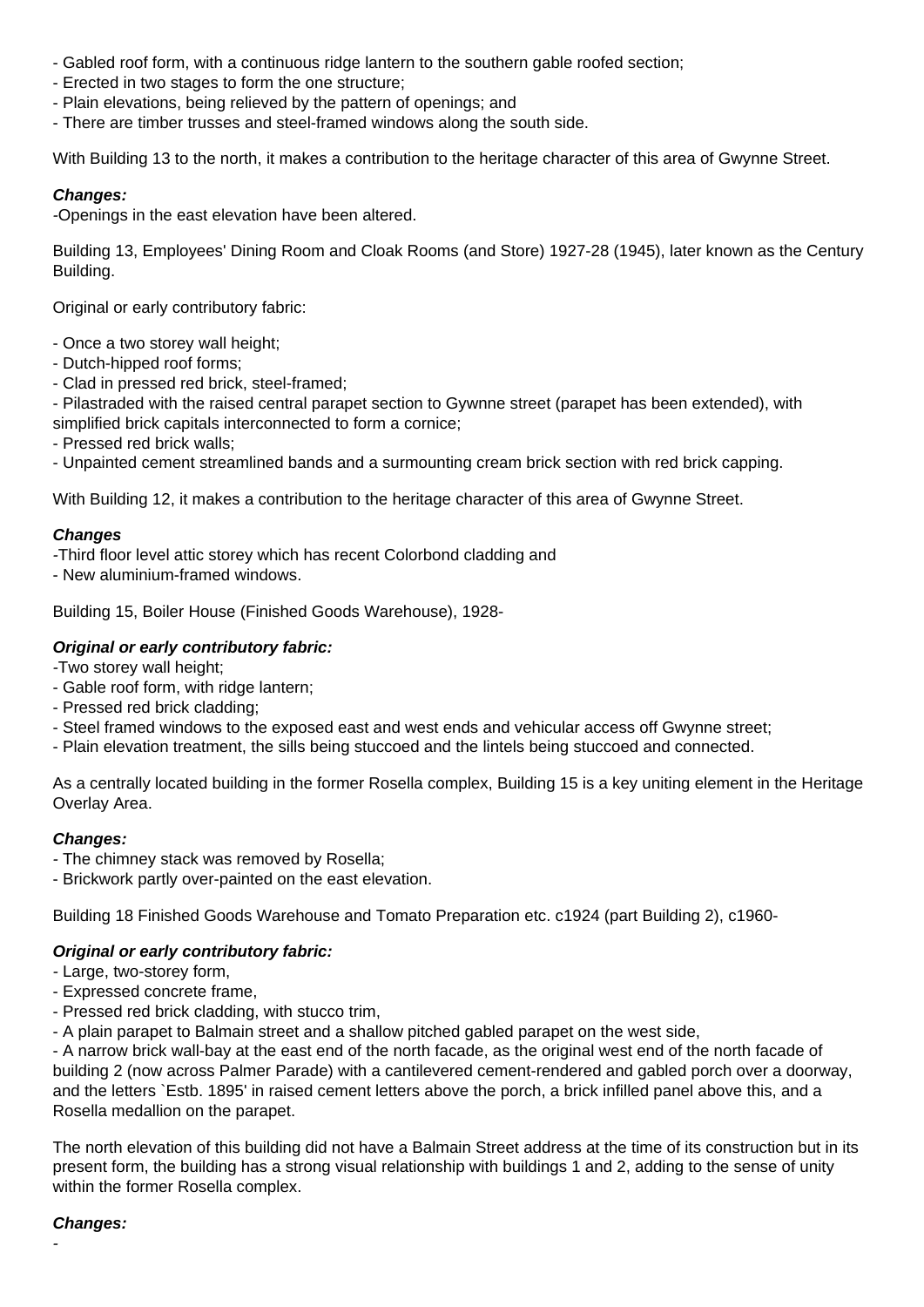- Gabled roof form, with a continuous ridge lantern to the southern gable roofed section;
- Erected in two stages to form the one structure;
- Plain elevations, being relieved by the pattern of openings; and
- There are timber trusses and steel-framed windows along the south side.

With Building 13 to the north, it makes a contribution to the heritage character of this area of Gwynne Street.

***Changes:***

-Openings in the east elevation have been altered.

Building 13, Employees' Dining Room and Cloak Rooms (and Store) 1927-28 (1945), later known as the Century Building.

Original or early contributory fabric:

- Once a two storey wall height;
- Dutch-hipped roof forms;
- Clad in pressed red brick, steel-framed;
- Pilastraded with the raised central parapet section to Gywnne street (parapet has been extended), with simplified brick capitals interconnected to form a cornice;
- Pressed red brick walls;
- Unpainted cement streamlined bands and a surmounting cream brick section with red brick capping.

With Building 12, it makes a contribution to the heritage character of this area of Gwynne Street.

***Changes***

-Third floor level attic storey which has recent Colorbond cladding and
- New aluminium-framed windows.

Building 15, Boiler House (Finished Goods Warehouse), 1928-

***Original or early contributory fabric:***

-Two storey wall height;
- Gable roof form, with ridge lantern;
- Pressed red brick cladding;
- Steel framed windows to the exposed east and west ends and vehicular access off Gwynne street;
- Plain elevation treatment, the sills being stuccoed and the lintels being stuccoed and connected.

As a centrally located building in the former Rosella complex, Building 15 is a key uniting element in the Heritage Overlay Area.

***Changes:***

- The chimney stack was removed by Rosella;
- Brickwork partly over-painted on the east elevation.

Building 18 Finished Goods Warehouse and Tomato Preparation etc. c1924 (part Building 2), c1960-

***Original or early contributory fabric:***

- Large, two-storey form,
- Expressed concrete frame,
- Pressed red brick cladding, with stucco trim,
- A plain parapet to Balmain street and a shallow pitched gabled parapet on the west side,
- A narrow brick wall-bay at the east end of the north facade, as the original west end of the north facade of building 2 (now across Palmer Parade) with a cantilevered cement-rendered and gabled porch over a doorway, and the letters `Estb. 1895' in raised cement letters above the porch, a brick infilled panel above this, and a Rosella medallion on the parapet.

The north elevation of this building did not have a Balmain Street address at the time of its construction but in its present form, the building has a strong visual relationship with buildings 1 and 2, adding to the sense of unity within the former Rosella complex.

***Changes:***

-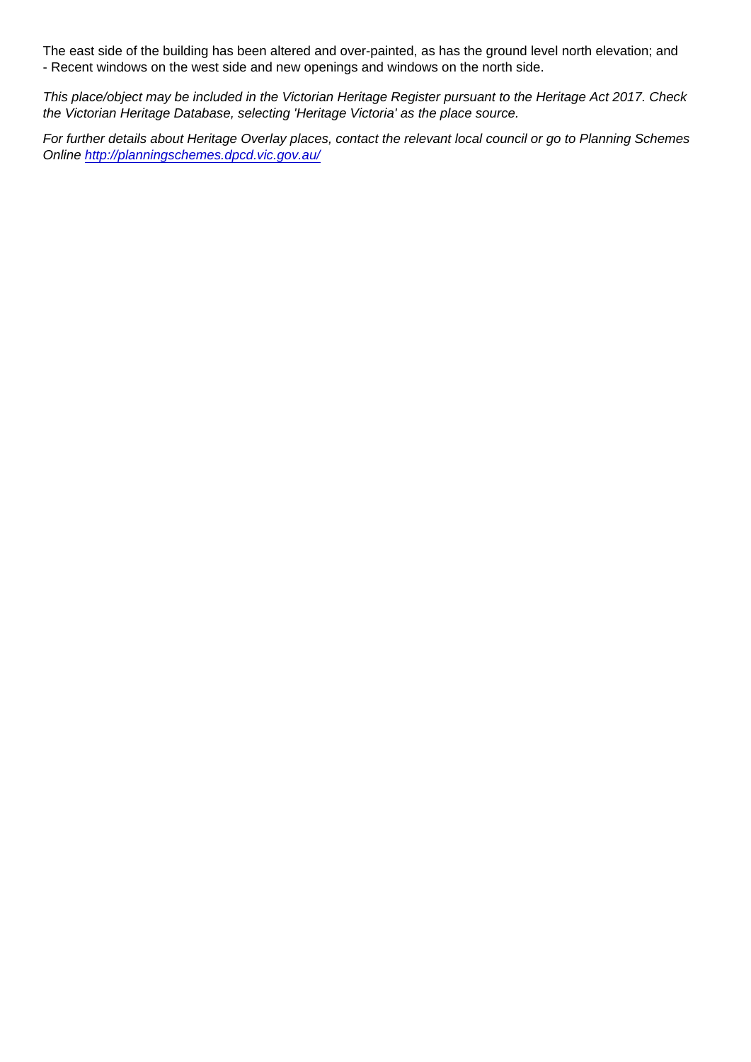The east side of the building has been altered and over-painted, as has the ground level north elevation; and
- Recent windows on the west side and new openings and windows on the north side.

*This place/object may be included in the Victorian Heritage Register pursuant to the Heritage Act 2017. Check the Victorian Heritage Database, selecting 'Heritage Victoria' as the place source.*

*For further details about Heritage Overlay places, contact the relevant local council or go to Planning Schemes Online* [http://planningschemes.dpcd.vic.gov.au/](http://planningschemes.dpcd.vic.gov.au/)